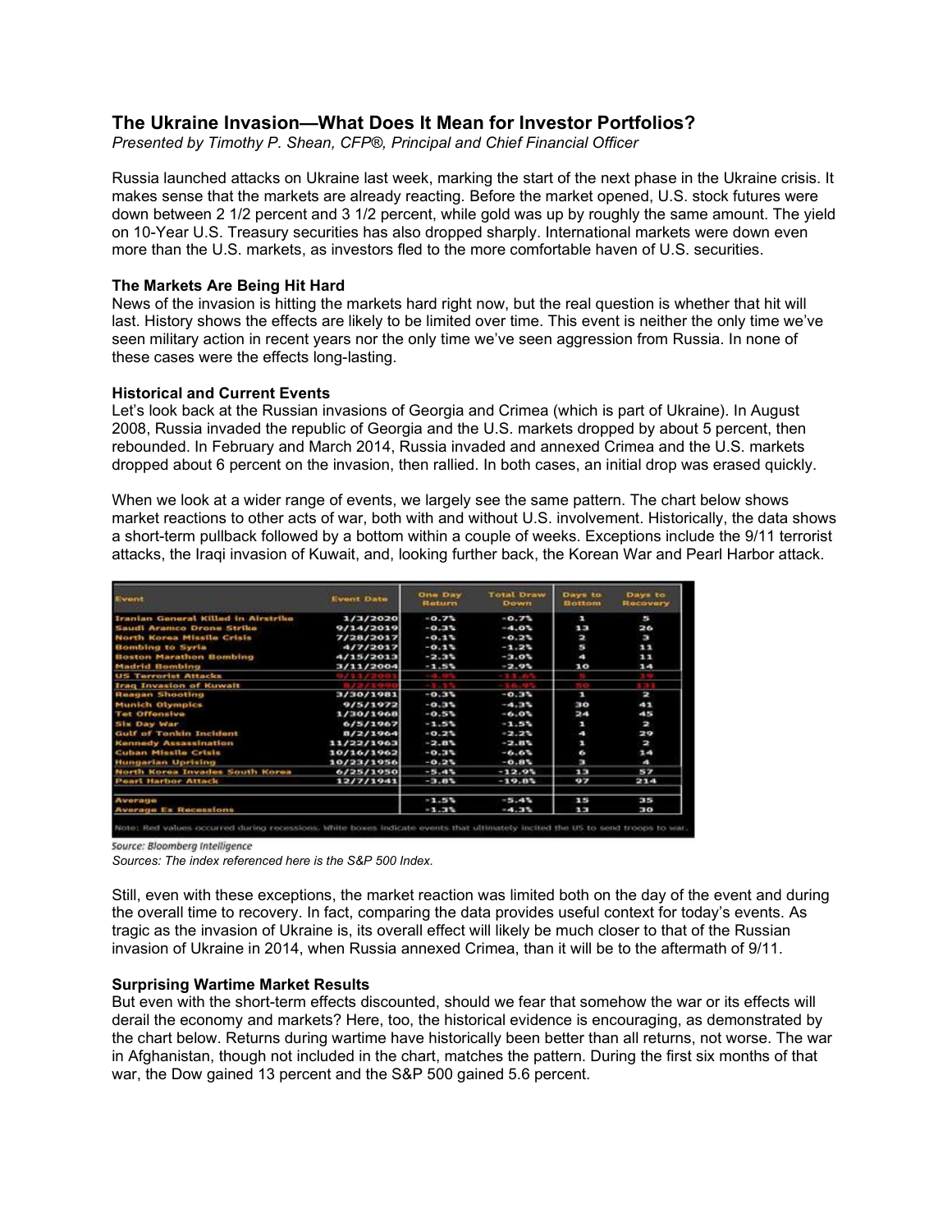## The Ukraine Invasion—What Does It Mean for Investor Portfolios?

*Presented by Timothy P. Shean, CFP®, Principal and Chief Financial Officer*

Russia launched attacks on Ukraine last week, marking the start of the next phase in the Ukraine crisis. It makes sense that the markets are already reacting. Before the market opened, U.S. stock futures were down between 2 1/2 percent and 3 1/2 percent, while gold was up by roughly the same amount. The yield on 10-Year U.S. Treasury securities has also dropped sharply. International markets were down even more than the U.S. markets, as investors fled to the more comfortable haven of U.S. securities.

### The Markets Are Being Hit Hard

News of the invasion is hitting the markets hard right now, but the real question is whether that hit will last. History shows the effects are likely to be limited over time. This event is neither the only time we've seen military action in recent years nor the only time we've seen aggression from Russia. In none of these cases were the effects long-lasting.

### Historical and Current Events

Let's look back at the Russian invasions of Georgia and Crimea (which is part of Ukraine). In August 2008, Russia invaded the republic of Georgia and the U.S. markets dropped by about 5 percent, then rebounded. In February and March 2014, Russia invaded and annexed Crimea and the U.S. markets dropped about 6 percent on the invasion, then rallied. In both cases, an initial drop was erased quickly.

When we look at a wider range of events, we largely see the same pattern. The chart below shows market reactions to other acts of war, both with and without U.S. involvement. Historically, the data shows a short-term pullback followed by a bottom within a couple of weeks. Exceptions include the 9/11 terrorist attacks, the Iraqi invasion of Kuwait, and, looking further back, the Korean War and Pearl Harbor attack.

| Event | Event Date | One Day Return | Total Draw Down | Days to Bottom | Days to Recovery |
|---|---|---|---|---|---|
| Iranian General Killed in Airstrike | 1/3/2020 | -0.7% | -0.7% | 1 | 5 |
| Saudi Aramco Drone Strike | 9/14/2019 | -0.3% | -4.0% | 13 | 26 |
| North Korea Missile Crisis | 7/28/2017 | -0.1% | -0.2% | 2 | 3 |
| Bombing to Syria | 4/7/2017 | -0.1% | -1.2% | 5 | 11 |
| Boston Marathon Bombing | 4/15/2013 | -2.3% | -3.0% | 4 | 11 |
| Madrid Bombing | 3/11/2004 | -1.5% | -2.9% | 10 | 14 |
| US Terrorist Attacks | 9/11/2001 | -4.9% | -11.6% | 5 | 19 |
| Iraq Invasion of Kuwait | 8/2/1990 | -1.1% | -16.9% | 50 | 131 |
| Reagan Shooting | 3/30/1981 | -0.3% | -0.3% | 1 | 2 |
| Munich Olympics | 9/5/1972 | -0.3% | -4.3% | 30 | 41 |
| Tet Offensive | 1/30/1968 | -0.5% | -6.0% | 24 | 45 |
| Six Day War | 6/5/1967 | -1.5% | -1.5% | 1 | 2 |
| Gulf of Tonkin Incident | 8/2/1964 | -0.2% | -2.2% | 4 | 29 |
| Kennedy Assassination | 11/22/1963 | -2.8% | -2.8% | 1 | 2 |
| Cuban Missile Crisis | 10/16/1962 | -0.3% | -6.6% | 6 | 14 |
| Hungarian Uprising | 10/23/1956 | -0.2% | -0.8% | 3 | 4 |
| North Korea Invades South Korea | 6/25/1950 | -5.4% | -12.9% | 13 | 57 |
| Pearl Harbor Attack | 12/7/1941 | -3.8% | -19.8% | 97 | 214 |
| Average | | -1.5% | -5.4% | 15 | 35 |
| Average Ex Recessions | | -1.3% | -4.3% | 13 | 30 |

Note: Red values occurred during recessions. White boxes indicate events that ultimately incited the US to send troops to war.

Source: Bloomberg Intelligence

*Sources: The index referenced here is the S&P 500 Index.*

Still, even with these exceptions, the market reaction was limited both on the day of the event and during the overall time to recovery. In fact, comparing the data provides useful context for today's events. As tragic as the invasion of Ukraine is, its overall effect will likely be much closer to that of the Russian invasion of Ukraine in 2014, when Russia annexed Crimea, than it will be to the aftermath of 9/11.

### Surprising Wartime Market Results

But even with the short-term effects discounted, should we fear that somehow the war or its effects will derail the economy and markets? Here, too, the historical evidence is encouraging, as demonstrated by the chart below. Returns during wartime have historically been better than all returns, not worse. The war in Afghanistan, though not included in the chart, matches the pattern. During the first six months of that war, the Dow gained 13 percent and the S&P 500 gained 5.6 percent.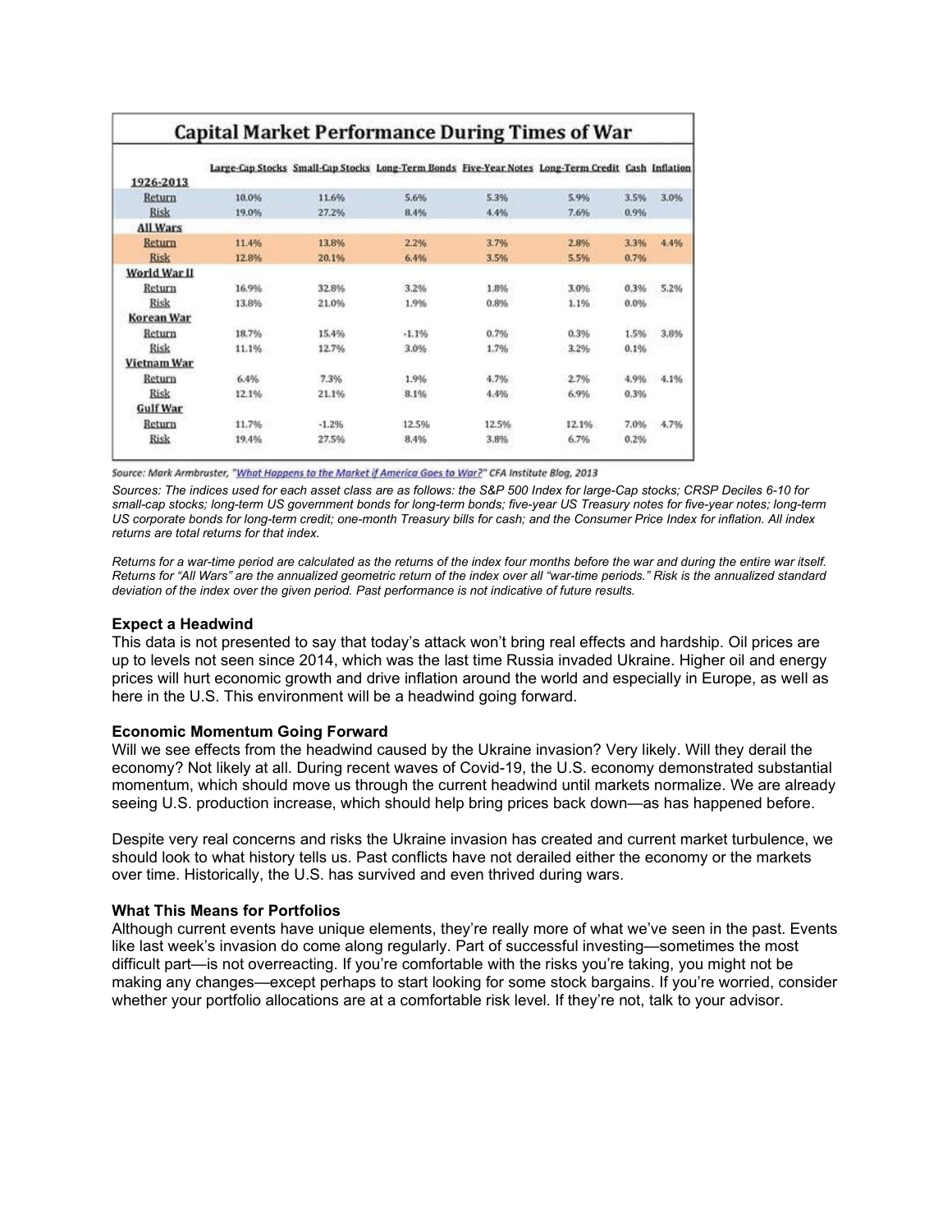**Capital Market Performance During Times of War**

| 1926-2013 | Large-Cap Stocks | Small-Cap Stocks | Long-Term Bonds | Five-Year Notes | Long-Term Credit | Cash | Inflation |
|---|---|---|---|---|---|---|---|
| Return | 10.0% | 11.6% | 5.6% | 5.3% | 5.9% | 3.5% | 3.0% |
| Risk | 19.0% | 27.2% | 8.4% | 4.4% | 7.6% | 0.9% | |
| **All Wars** | | | | | | | |
| Return | 11.4% | 13.8% | 2.2% | 3.7% | 2.8% | 3.3% | 4.4% |
| Risk | 12.8% | 20.1% | 6.4% | 3.5% | 5.5% | 0.7% | |
| **World War II** | | | | | | | |
| Return | 16.9% | 32.8% | 3.2% | 1.8% | 3.0% | 0.3% | 5.2% |
| Risk | 13.8% | 21.0% | 1.9% | 0.8% | 1.1% | 0.0% | |
| **Korean War** | | | | | | | |
| Return | 18.7% | 15.4% | -1.1% | 0.7% | 0.3% | 1.5% | 3.8% |
| Risk | 11.1% | 12.7% | 3.0% | 1.7% | 3.2% | 0.1% | |
| **Vietnam War** | | | | | | | |
| Return | 6.4% | 7.3% | 1.9% | 4.7% | 2.7% | 4.9% | 4.1% |
| Risk | 12.1% | 21.1% | 8.1% | 4.4% | 6.9% | 0.3% | |
| **Gulf War** | | | | | | | |
| Return | 11.7% | -1.2% | 12.5% | 12.5% | 12.1% | 7.0% | 4.7% |
| Risk | 19.4% | 27.5% | 8.4% | 3.8% | 6.7% | 0.2% | |

*Source: Mark Armbruster, "What Happens to the Market if America Goes to War?" CFA Institute Blog, 2013*

*Sources: The indices used for each asset class are as follows: the S&P 500 Index for large-Cap stocks; CRSP Deciles 6-10 for small-cap stocks; long-term US government bonds for long-term bonds; five-year US Treasury notes for five-year notes; long-term US corporate bonds for long-term credit; one-month Treasury bills for cash; and the Consumer Price Index for inflation. All index returns are total returns for that index.*

*Returns for a war-time period are calculated as the returns of the index four months before the war and during the entire war itself. Returns for "All Wars" are the annualized geometric return of the index over all "war-time periods." Risk is the annualized standard deviation of the index over the given period. Past performance is not indicative of future results.*

### Expect a Headwind

This data is not presented to say that today's attack won't bring real effects and hardship. Oil prices are up to levels not seen since 2014, which was the last time Russia invaded Ukraine. Higher oil and energy prices will hurt economic growth and drive inflation around the world and especially in Europe, as well as here in the U.S. This environment will be a headwind going forward.

### Economic Momentum Going Forward

Will we see effects from the headwind caused by the Ukraine invasion? Very likely. Will they derail the economy? Not likely at all. During recent waves of Covid-19, the U.S. economy demonstrated substantial momentum, which should move us through the current headwind until markets normalize. We are already seeing U.S. production increase, which should help bring prices back down—as has happened before.

Despite very real concerns and risks the Ukraine invasion has created and current market turbulence, we should look to what history tells us. Past conflicts have not derailed either the economy or the markets over time. Historically, the U.S. has survived and even thrived during wars.

### What This Means for Portfolios

Although current events have unique elements, they're really more of what we've seen in the past. Events like last week's invasion do come along regularly. Part of successful investing—sometimes the most difficult part—is not overreacting. If you're comfortable with the risks you're taking, you might not be making any changes—except perhaps to start looking for some stock bargains. If you're worried, consider whether your portfolio allocations are at a comfortable risk level. If they're not, talk to your advisor.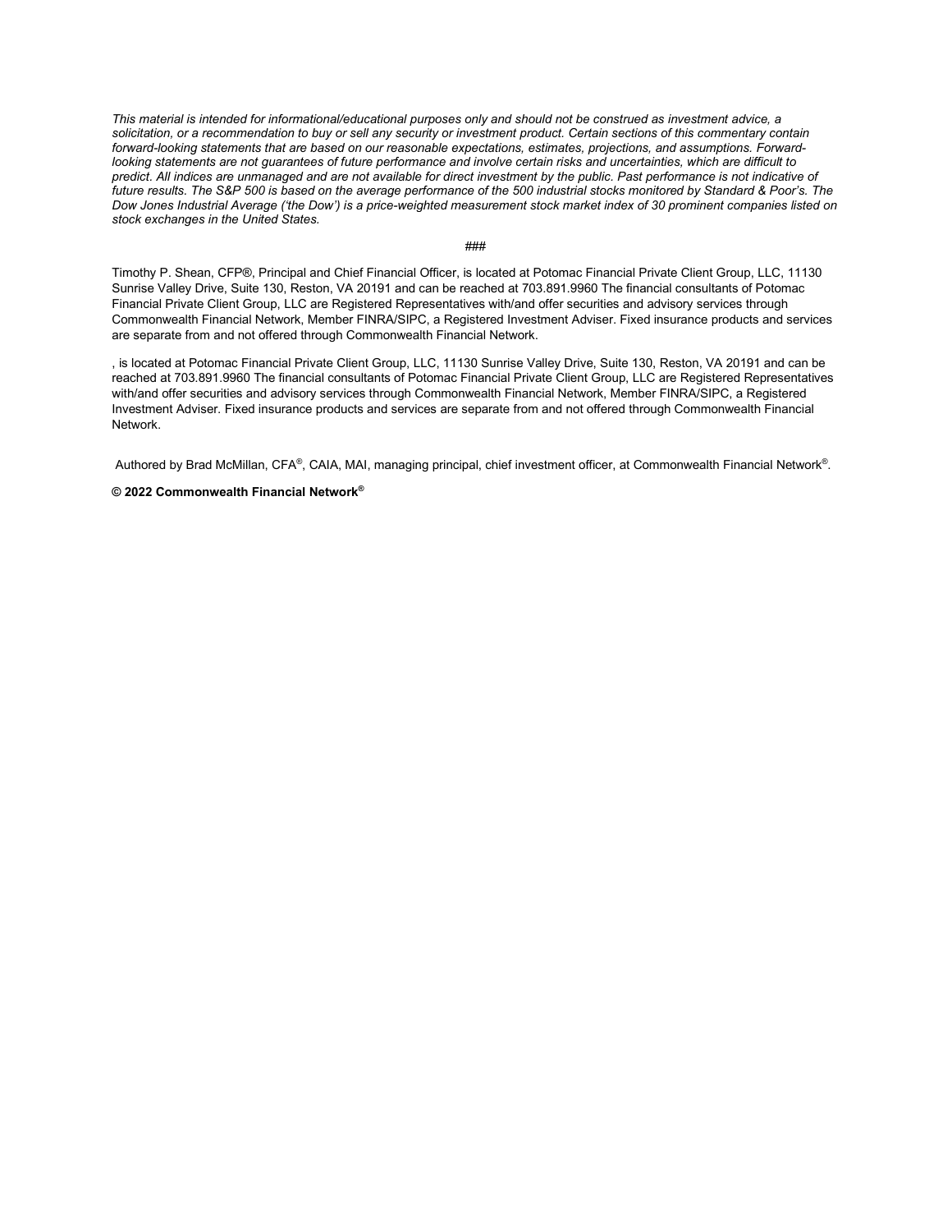*This material is intended for informational/educational purposes only and should not be construed as investment advice, a solicitation, or a recommendation to buy or sell any security or investment product. Certain sections of this commentary contain forward-looking statements that are based on our reasonable expectations, estimates, projections, and assumptions. Forward-looking statements are not guarantees of future performance and involve certain risks and uncertainties, which are difficult to predict. All indices are unmanaged and are not available for direct investment by the public. Past performance is not indicative of future results. The S&P 500 is based on the average performance of the 500 industrial stocks monitored by Standard & Poor's. The Dow Jones Industrial Average ('the Dow') is a price-weighted measurement stock market index of 30 prominent companies listed on stock exchanges in the United States.*

###

Timothy P. Shean, CFP®, Principal and Chief Financial Officer, is located at Potomac Financial Private Client Group, LLC, 11130 Sunrise Valley Drive, Suite 130, Reston, VA 20191 and can be reached at 703.891.9960 The financial consultants of Potomac Financial Private Client Group, LLC are Registered Representatives with/and offer securities and advisory services through Commonwealth Financial Network, Member FINRA/SIPC, a Registered Investment Adviser. Fixed insurance products and services are separate from and not offered through Commonwealth Financial Network.

, is located at Potomac Financial Private Client Group, LLC, 11130 Sunrise Valley Drive, Suite 130, Reston, VA 20191 and can be reached at 703.891.9960 The financial consultants of Potomac Financial Private Client Group, LLC are Registered Representatives with/and offer securities and advisory services through Commonwealth Financial Network, Member FINRA/SIPC, a Registered Investment Adviser. Fixed insurance products and services are separate from and not offered through Commonwealth Financial Network.

Authored by Brad McMillan, CFA®, CAIA, MAI, managing principal, chief investment officer, at Commonwealth Financial Network®.

**© 2022 Commonwealth Financial Network®**